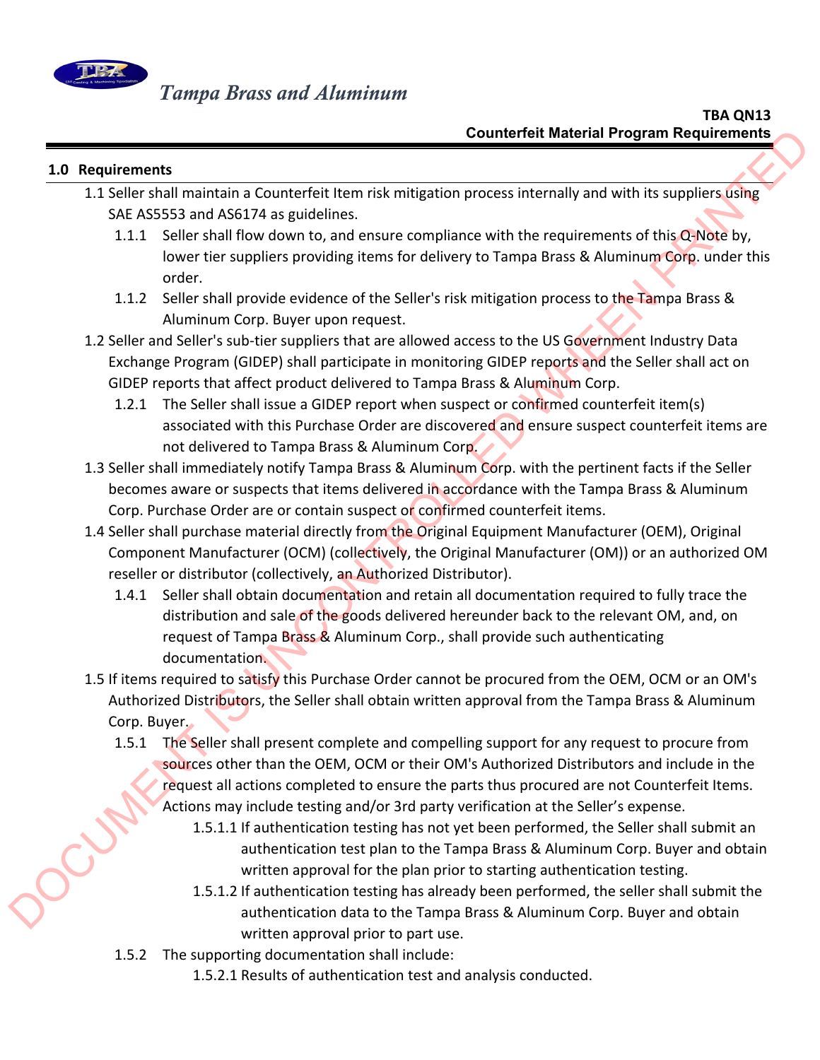# Tampa Brass and Aluminum

**TBA QN13**
**Counterfeit Material Program Requirements**

## 1.0 Requirements

1.1 Seller shall maintain a Counterfeit Item risk mitigation process internally and with its suppliers using SAE AS5553 and AS6174 as guidelines.

- 1.1.1 Seller shall flow down to, and ensure compliance with the requirements of this Q-Note by, lower tier suppliers providing items for delivery to Tampa Brass & Aluminum Corp. under this order.
- 1.1.2 Seller shall provide evidence of the Seller's risk mitigation process to the Tampa Brass & Aluminum Corp. Buyer upon request.

1.2 Seller and Seller's sub-tier suppliers that are allowed access to the US Government Industry Data Exchange Program (GIDEP) shall participate in monitoring GIDEP reports and the Seller shall act on GIDEP reports that affect product delivered to Tampa Brass & Aluminum Corp.

- 1.2.1 The Seller shall issue a GIDEP report when suspect or confirmed counterfeit item(s) associated with this Purchase Order are discovered and ensure suspect counterfeit items are not delivered to Tampa Brass & Aluminum Corp.

1.3 Seller shall immediately notify Tampa Brass & Aluminum Corp. with the pertinent facts if the Seller becomes aware or suspects that items delivered in accordance with the Tampa Brass & Aluminum Corp. Purchase Order are or contain suspect or confirmed counterfeit items.

1.4 Seller shall purchase material directly from the Original Equipment Manufacturer (OEM), Original Component Manufacturer (OCM) (collectively, the Original Manufacturer (OM)) or an authorized OM reseller or distributor (collectively, an Authorized Distributor).

- 1.4.1 Seller shall obtain documentation and retain all documentation required to fully trace the distribution and sale of the goods delivered hereunder back to the relevant OM, and, on request of Tampa Brass & Aluminum Corp., shall provide such authenticating documentation.

1.5 If items required to satisfy this Purchase Order cannot be procured from the OEM, OCM or an OM's Authorized Distributors, the Seller shall obtain written approval from the Tampa Brass & Aluminum Corp. Buyer.

- 1.5.1 The Seller shall present complete and compelling support for any request to procure from sources other than the OEM, OCM or their OM's Authorized Distributors and include in the request all actions completed to ensure the parts thus procured are not Counterfeit Items. Actions may include testing and/or 3rd party verification at the Seller's expense.
  - 1.5.1.1 If authentication testing has not yet been performed, the Seller shall submit an authentication test plan to the Tampa Brass & Aluminum Corp. Buyer and obtain written approval for the plan prior to starting authentication testing.
  - 1.5.1.2 If authentication testing has already been performed, the seller shall submit the authentication data to the Tampa Brass & Aluminum Corp. Buyer and obtain written approval prior to part use.
- 1.5.2 The supporting documentation shall include:
  - 1.5.2.1 Results of authentication test and analysis conducted.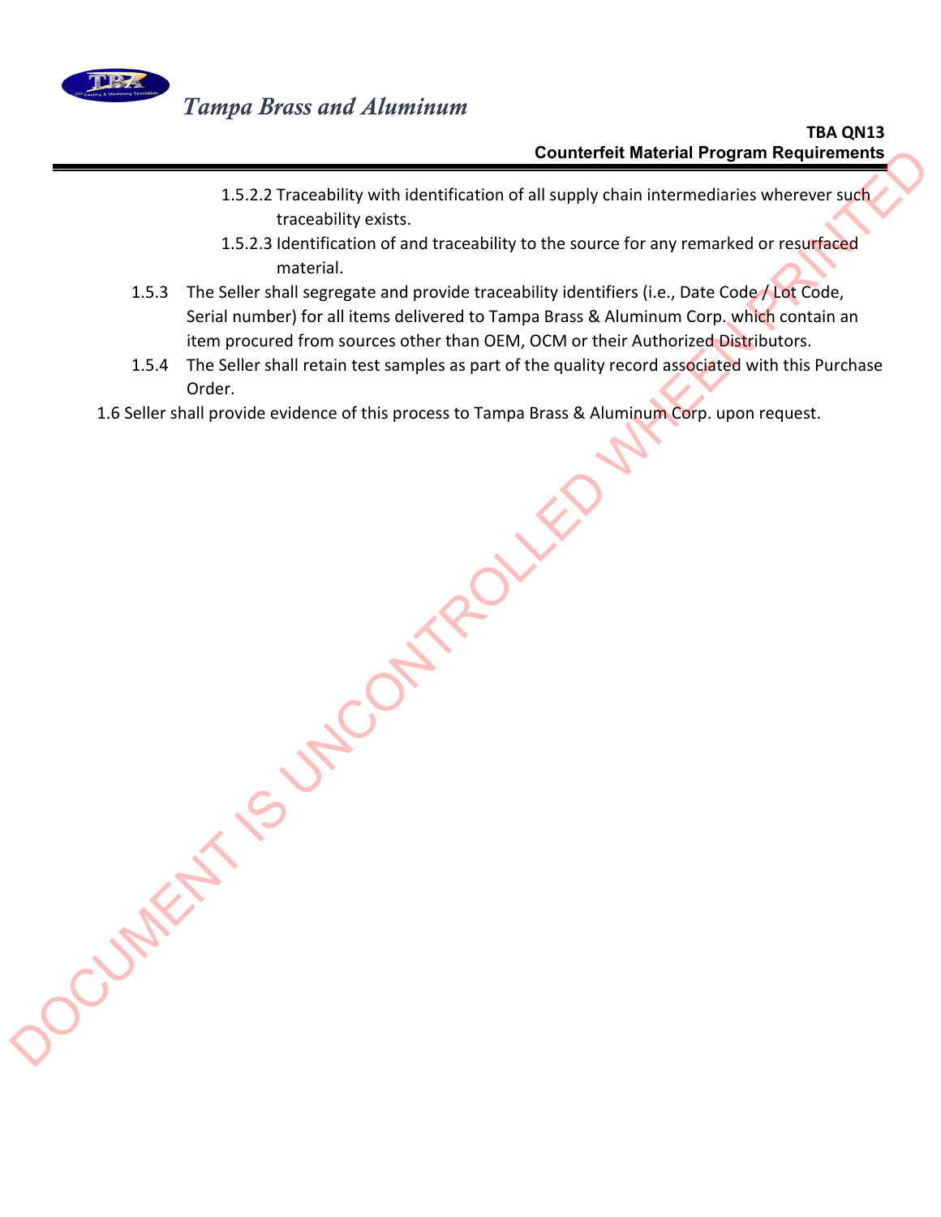1.5.2.2 Traceability with identification of all supply chain intermediaries wherever such traceability exists.

1.5.2.3 Identification of and traceability to the source for any remarked or resurfaced material.

1.5.3 The Seller shall segregate and provide traceability identifiers (i.e., Date Code / Lot Code, Serial number) for all items delivered to Tampa Brass & Aluminum Corp. which contain an item procured from sources other than OEM, OCM or their Authorized Distributors.

1.5.4 The Seller shall retain test samples as part of the quality record associated with this Purchase Order.

1.6 Seller shall provide evidence of this process to Tampa Brass & Aluminum Corp. upon request.